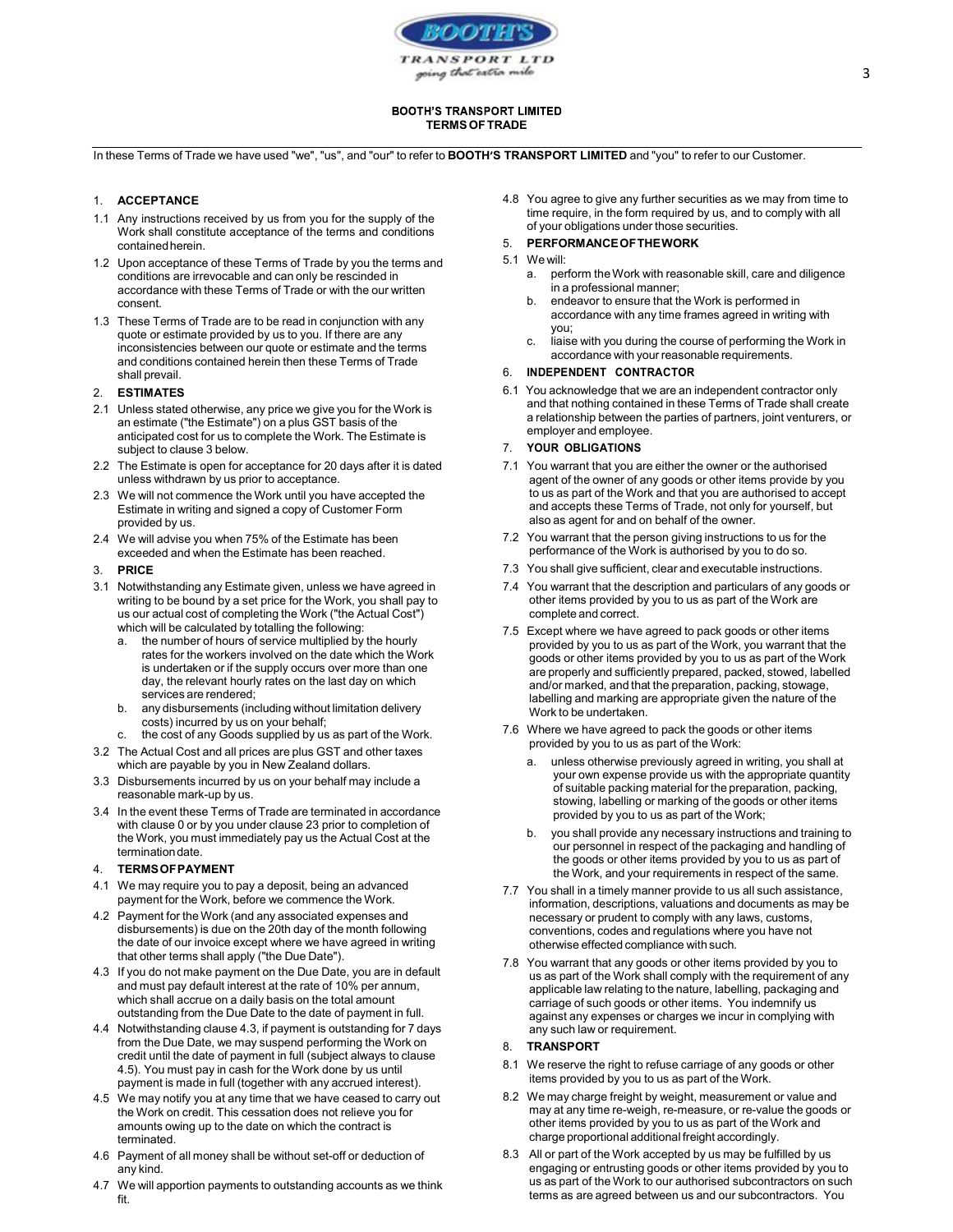# BOOTH'S TRANSPORT LIMITED
## TERMS OF TRADE

In these Terms of Trade we have used "we", "us", and "our" to refer to **BOOTH'S TRANSPORT LIMITED** and "you" to refer to our Customer.

### 1. ACCEPTANCE

1.1 Any instructions received by us from you for the supply of the Work shall constitute acceptance of the terms and conditions contained herein.

1.2 Upon acceptance of these Terms of Trade by you the terms and conditions are irrevocable and can only be rescinded in accordance with these Terms of Trade or with the our written consent.

1.3 These Terms of Trade are to be read in conjunction with any quote or estimate provided by us to you. If there are any inconsistencies between our quote or estimate and the terms and conditions contained herein then these Terms of Trade shall prevail.

### 2. ESTIMATES

2.1 Unless stated otherwise, any price we give you for the Work is an estimate ("the Estimate") on a plus GST basis of the anticipated cost for us to complete the Work. The Estimate is subject to clause 3 below.

2.2 The Estimate is open for acceptance for 20 days after it is dated unless withdrawn by us prior to acceptance.

2.3 We will not commence the Work until you have accepted the Estimate in writing and signed a copy of Customer Form provided by us.

2.4 We will advise you when 75% of the Estimate has been exceeded and when the Estimate has been reached.

### 3. PRICE

3.1 Notwithstanding any Estimate given, unless we have agreed in writing to be bound by a set price for the Work, you shall pay to us our actual cost of completing the Work ("the Actual Cost") which will be calculated by totalling the following:
   a. the number of hours of service multiplied by the hourly rates for the workers involved on the date which the Work is undertaken or if the supply occurs over more than one day, the relevant hourly rates on the last day on which services are rendered;
   b. any disbursements (including without limitation delivery costs) incurred by us on your behalf;
   c. the cost of any Goods supplied by us as part of the Work.

3.2 The Actual Cost and all prices are plus GST and other taxes which are payable by you in New Zealand dollars.

3.3 Disbursements incurred by us on your behalf may include a reasonable mark-up by us.

3.4 In the event these Terms of Trade are terminated in accordance with clause 0 or by you under clause 23 prior to completion of the Work, you must immediately pay us the Actual Cost at the termination date.

### 4. TERMS OF PAYMENT

4.1 We may require you to pay a deposit, being an advanced payment for the Work, before we commence the Work.

4.2 Payment for the Work (and any associated expenses and disbursements) is due on the 20th day of the month following the date of our invoice except where we have agreed in writing that other terms shall apply ("the Due Date").

4.3 If you do not make payment on the Due Date, you are in default and must pay default interest at the rate of 10% per annum, which shall accrue on a daily basis on the total amount outstanding from the Due Date to the date of payment in full.

4.4 Notwithstanding clause 4.3, if payment is outstanding for 7 days from the Due Date, we may suspend performing the Work on credit until the date of payment in full (subject always to clause 4.5). You must pay in cash for the Work done by us until payment is made in full (together with any accrued interest).

4.5 We may notify you at any time that we have ceased to carry out the Work on credit. This cessation does not relieve you for amounts owing up to the date on which the contract is terminated.

4.6 Payment of all money shall be without set-off or deduction of any kind.

4.7 We will apportion payments to outstanding accounts as we think fit.

4.8 You agree to give any further securities as we may from time to time require, in the form required by us, and to comply with all of your obligations under those securities.

### 5. PERFORMANCE OF THE WORK

5.1 We will:
   a. perform the Work with reasonable skill, care and diligence in a professional manner;
   b. endeavor to ensure that the Work is performed in accordance with any time frames agreed in writing with you;
   c. liaise with you during the course of performing the Work in accordance with your reasonable requirements.

### 6. INDEPENDENT CONTRACTOR

6.1 You acknowledge that we are an independent contractor only and that nothing contained in these Terms of Trade shall create a relationship between the parties of partners, joint venturers, or employer and employee.

### 7. YOUR OBLIGATIONS

7.1 You warrant that you are either the owner or the authorised agent of the owner of any goods or other items provide by you to us as part of the Work and that you are authorised to accept and accepts these Terms of Trade, not only for yourself, but also as agent for and on behalf of the owner.

7.2 You warrant that the person giving instructions to us for the performance of the Work is authorised by you to do so.

7.3 You shall give sufficient, clear and executable instructions.

7.4 You warrant that the description and particulars of any goods or other items provided by you to us as part of the Work are complete and correct.

7.5 Except where we have agreed to pack goods or other items provided by you to us as part of the Work, you warrant that the goods or other items provided by you to us as part of the Work are properly and sufficiently prepared, packed, stowed, labelled and/or marked, and that the preparation, packing, stowage, labelling and marking are appropriate given the nature of the Work to be undertaken.

7.6 Where we have agreed to pack the goods or other items provided by you to us as part of the Work:
   a. unless otherwise previously agreed in writing, you shall at your own expense provide us with the appropriate quantity of suitable packing material for the preparation, packing, stowing, labelling or marking of the goods or other items provided by you to us as part of the Work;
   b. you shall provide any necessary instructions and training to our personnel in respect of the packaging and handling of the goods or other items provided by you to us as part of the Work, and your requirements in respect of the same.

7.7 You shall in a timely manner provide to us all such assistance, information, descriptions, valuations and documents as may be necessary or prudent to comply with any laws, customs, conventions, codes and regulations where you have not otherwise effected compliance with such.

7.8 You warrant that any goods or other items provided by you to us as part of the Work shall comply with the requirement of any applicable law relating to the nature, labelling, packaging and carriage of such goods or other items. You indemnify us against any expenses or charges we incur in complying with any such law or requirement.

### 8. TRANSPORT

8.1 We reserve the right to refuse carriage of any goods or other items provided by you to us as part of the Work.

8.2 We may charge freight by weight, measurement or value and may at any time re-weigh, re-measure, or re-value the goods or other items provided by you to us as part of the Work and charge proportional additional freight accordingly.

8.3 All or part of the Work accepted by us may be fulfilled by us engaging or entrusting goods or other items provided by you to us as part of the Work to our authorised subcontractors on such terms as are agreed between us and our subcontractors. You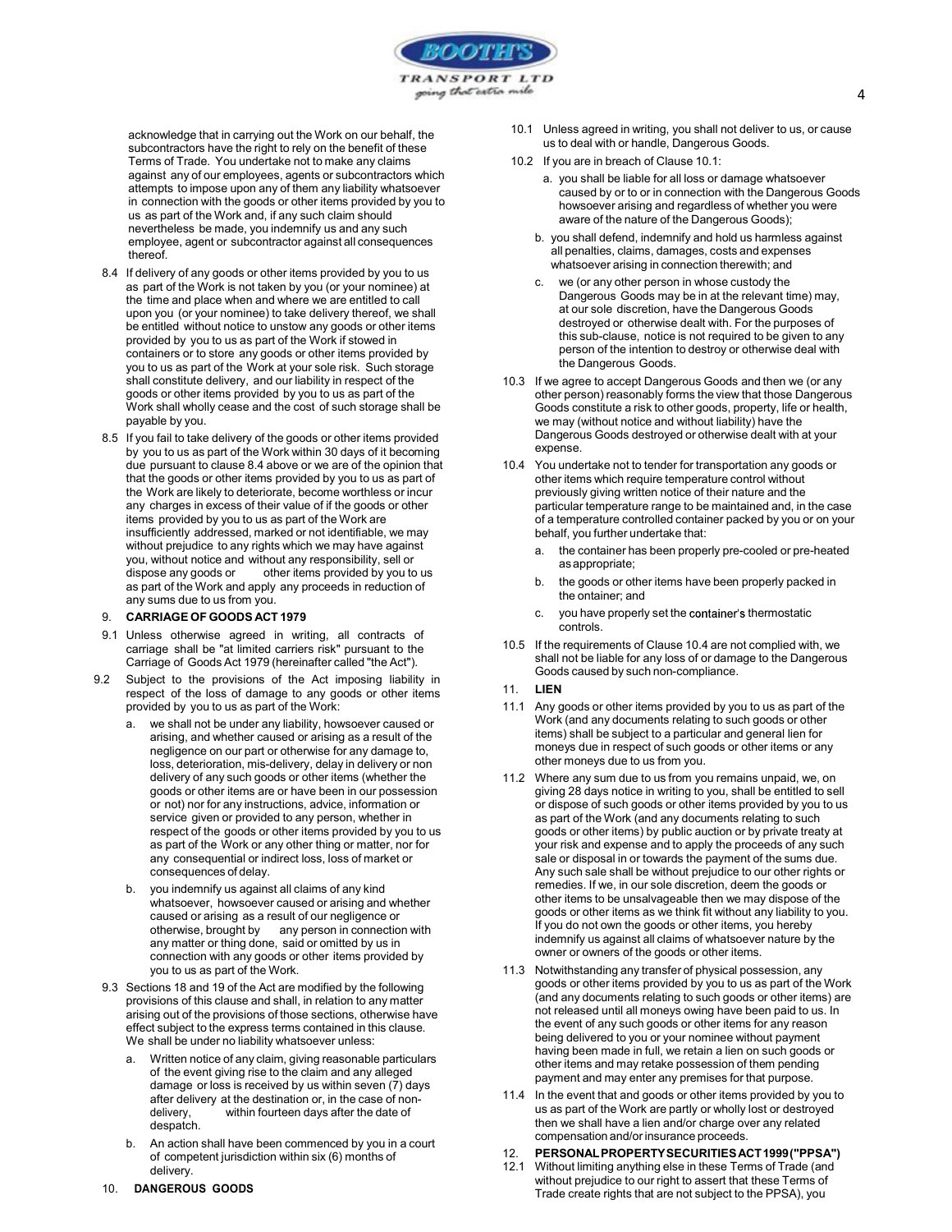acknowledge that in carrying out the Work on our behalf, the subcontractors have the right to rely on the benefit of these Terms of Trade. You undertake not to make any claims against any of our employees, agents or subcontractors which attempts to impose upon any of them any liability whatsoever in connection with the goods or other items provided by you to us as part of the Work and, if any such claim should nevertheless be made, you indemnify us and any such employee, agent or subcontractor against all consequences thereof.

8.4 If delivery of any goods or other items provided by you to us as part of the Work is not taken by you (or your nominee) at the time and place when and where we are entitled to call upon you (or your nominee) to take delivery thereof, we shall be entitled without notice to unstow any goods or other items provided by you to us as part of the Work if stowed in containers or to store any goods or other items provided by you to us as part of the Work at your sole risk. Such storage shall constitute delivery, and our liability in respect of the goods or other items provided by you to us as part of the Work shall wholly cease and the cost of such storage shall be payable by you.

8.5 If you fail to take delivery of the goods or other items provided by you to us as part of the Work within 30 days of it becoming due pursuant to clause 8.4 above or we are of the opinion that that the goods or other items provided by you to us as part of the Work are likely to deteriorate, become worthless or incur any charges in excess of their value of if the goods or other items provided by you to us as part of the Work are insufficiently addressed, marked or not identifiable, we may without prejudice to any rights which we may have against you, without notice and without any responsibility, sell or dispose any goods or other items provided by you to us as part of the Work and apply any proceeds in reduction of any sums due to us from you.

## 9. CARRIAGE OF GOODS ACT 1979

9.1 Unless otherwise agreed in writing, all contracts of carriage shall be "at limited carriers risk" pursuant to the Carriage of Goods Act 1979 (hereinafter called "the Act").

9.2 Subject to the provisions of the Act imposing liability in respect of the loss of damage to any goods or other items provided by you to us as part of the Work:

a. we shall not be under any liability, howsoever caused or arising, and whether caused or arising as a result of the negligence on our part or otherwise for any damage to, loss, deterioration, mis-delivery, delay in delivery or non delivery of any such goods or other items (whether the goods or other items are or have been in our possession or not) nor for any instructions, advice, information or service given or provided to any person, whether in respect of the goods or other items provided by you to us as part of the Work or any other thing or matter, nor for any consequential or indirect loss, loss of market or consequences of delay.

b. you indemnify us against all claims of any kind whatsoever, howsoever caused or arising and whether caused or arising as a result of our negligence or otherwise, brought by any person in connection with any matter or thing done, said or omitted by us in connection with any goods or other items provided by you to us as part of the Work.

9.3 Sections 18 and 19 of the Act are modified by the following provisions of this clause and shall, in relation to any matter arising out of the provisions of those sections, otherwise have effect subject to the express terms contained in this clause. We shall be under no liability whatsoever unless:

a. Written notice of any claim, giving reasonable particulars of the event giving rise to the claim and any alleged damage or loss is received by us within seven (7) days after delivery at the destination or, in the case of non-delivery, within fourteen days after the date of despatch.

b. An action shall have been commenced by you in a court of competent jurisdiction within six (6) months of delivery.

## 10. DANGEROUS GOODS

10.1 Unless agreed in writing, you shall not deliver to us, or cause us to deal with or handle, Dangerous Goods.

10.2 If you are in breach of Clause 10.1:

a. you shall be liable for all loss or damage whatsoever caused by or to or in connection with the Dangerous Goods howsoever arising and regardless of whether you were aware of the nature of the Dangerous Goods);

b. you shall defend, indemnify and hold us harmless against all penalties, claims, damages, costs and expenses whatsoever arising in connection therewith; and

c. we (or any other person in whose custody the Dangerous Goods may be in at the relevant time) may, at our sole discretion, have the Dangerous Goods destroyed or otherwise dealt with. For the purposes of this sub-clause, notice is not required to be given to any person of the intention to destroy or otherwise deal with the Dangerous Goods.

10.3 If we agree to accept Dangerous Goods and then we (or any other person) reasonably forms the view that those Dangerous Goods constitute a risk to other goods, property, life or health, we may (without notice and without liability) have the Dangerous Goods destroyed or otherwise dealt with at your expense.

10.4 You undertake not to tender for transportation any goods or other items which require temperature control without previously giving written notice of their nature and the particular temperature range to be maintained and, in the case of a temperature controlled container packed by you or on your behalf, you further undertake that:

a. the container has been properly pre-cooled or pre-heated as appropriate;

b. the goods or other items have been properly packed in the ontainer; and

c. you have properly set the container's thermostatic controls.

10.5 If the requirements of Clause 10.4 are not complied with, we shall not be liable for any loss of or damage to the Dangerous Goods caused by such non-compliance.

## 11. LIEN

11.1 Any goods or other items provided by you to us as part of the Work (and any documents relating to such goods or other items) shall be subject to a particular and general lien for moneys due in respect of such goods or other items or any other moneys due to us from you.

11.2 Where any sum due to us from you remains unpaid, we, on giving 28 days notice in writing to you, shall be entitled to sell or dispose of such goods or other items provided by you to us as part of the Work (and any documents relating to such goods or other items) by public auction or by private treaty at your risk and expense and to apply the proceeds of any such sale or disposal in or towards the payment of the sums due. Any such sale shall be without prejudice to our other rights or remedies. If we, in our sole discretion, deem the goods or other items to be unsalvageable then we may dispose of the goods or other items as we think fit without any liability to you. If you do not own the goods or other items, you hereby indemnify us against all claims of whatsoever nature by the owner or owners of the goods or other items.

11.3 Notwithstanding any transfer of physical possession, any goods or other items provided by you to us as part of the Work (and any documents relating to such goods or other items) are not released until all moneys owing have been paid to us. In the event of any such goods or other items for any reason being delivered to you or your nominee without payment having been made in full, we retain a lien on such goods or other items and may retake possession of them pending payment and may enter any premises for that purpose.

11.4 In the event that and goods or other items provided by you to us as part of the Work are partly or wholly lost or destroyed then we shall have a lien and/or charge over any related compensation and/or insurance proceeds.

## 12. PERSONAL PROPERTY SECURITIES ACT 1999 ("PPSA")

12.1 Without limiting anything else in these Terms of Trade (and without prejudice to our right to assert that these Terms of Trade create rights that are not subject to the PPSA), you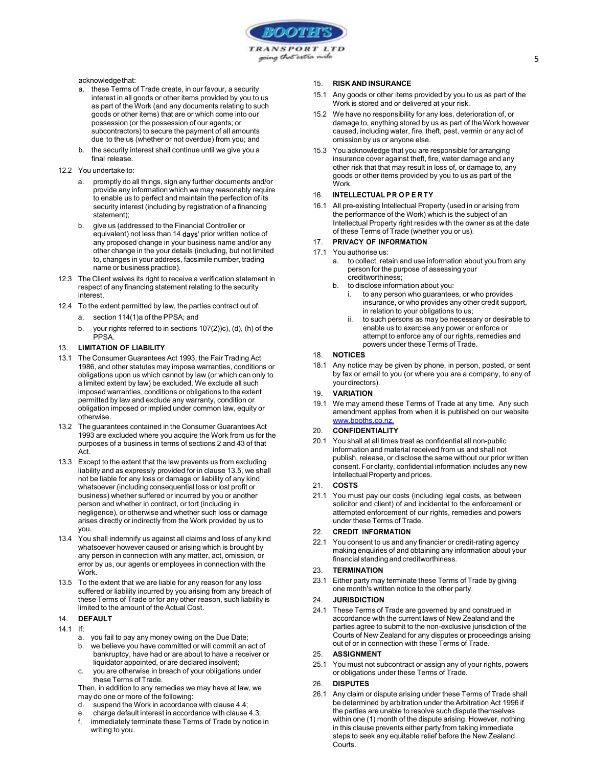acknowledge that:

a. these Terms of Trade create, in our favour, a security interest in all goods or other items provided by you to us as part of the Work (and any documents relating to such goods or other items) that are or which come into our possession (or the possession of our agents; or subcontractors) to secure the payment of all amounts due to the us (whether or not overdue) from you; and

b. the security interest shall continue until we give you a final release.

12.2 You undertake to:

a. promptly do all things, sign any further documents and/or provide any information which we may reasonably require to enable us to perfect and maintain the perfection of its security interest (including by registration of a financing statement);

b. give us (addressed to the Financial Controller or equivalent) not less than 14 days' prior written notice of any proposed change in your business name and/or any other change in the your details (including, but not limited to, changes in your address, facsimile number, trading name or business practice).

12.3 The Client waives its right to receive a verification statement in respect of any financing statement relating to the security interest,

12.4 To the extent permitted by law, the parties contract out of:

a. section 114(1)a of the PPSA; and

b. your rights referred to in sections 107(2))c), (d), (h) of the PPSA.

## 13. LIMITATION OF LIABILITY

13.1 The Consumer Guarantees Act 1993, the Fair Trading Act 1986, and other statutes may impose warranties, conditions or obligations upon us which cannot by law (or which can only to a limited extent by law) be excluded. We exclude all such imposed warranties, conditions or obligations to the extent permitted by law and exclude any warranty, condition or obligation imposed or implied under common law, equity or otherwise.

13.2 The guarantees contained in the Consumer Guarantees Act 1993 are excluded where you acquire the Work from us for the purposes of a business in terms of sections 2 and 43 of that Act.

13.3 Except to the extent that the law prevents us from excluding liability and as expressly provided for in clause 13.5, we shall not be liable for any loss or damage or liability of any kind whatsoever (including consequential loss or lost profit or business) whether suffered or incurred by you or another person and whether in contract, or tort (including in negligence), or otherwise and whether such loss or damage arises directly or indirectly from the Work provided by us to you.

13.4 You shall indemnify us against all claims and loss of any kind whatsoever however caused or arising which is brought by any person in connection with any matter, act, omission, or error by us, our agents or employees in connection with the Work.

13.5 To the extent that we are liable for any reason for any loss suffered or liability incurred by you arising from any breach of these Terms of Trade or for any other reason, such liability is limited to the amount of the Actual Cost.

## 14. DEFAULT

14.1 If:

a. you fail to pay any money owing on the Due Date;

b. we believe you have committed or will commit an act of bankruptcy, have had or are about to have a receiver or liquidator appointed, or are declared insolvent;

c. you are otherwise in breach of your obligations under these Terms of Trade.

Then, in addition to any remedies we may have at law, we may do one or more of the following:

d. suspend the Work in accordance with clause 4.4;

e. charge default interest in accordance with clause 4.3;

f. immediately terminate these Terms of Trade by notice in writing to you.

## 15. RISK AND INSURANCE

15.1 Any goods or other items provided by you to us as part of the Work is stored and or delivered at your risk.

15.2 We have no responsibility for any loss, deterioration of, or damage to, anything stored by us as part of the Work however caused, including water, fire, theft, pest, vermin or any act of omission by us or anyone else.

15.3 You acknowledge that you are responsible for arranging insurance cover against theft, fire, water damage and any other risk that that may result in loss of, or damage to, any goods or other items provided by you to us as part of the Work.

## 16. INTELLECTUAL PROPERTY

16.1 All pre-existing Intellectual Property (used in or arising from the performance of the Work) which is the subject of an Intellectual Property right resides with the owner as at the date of these Terms of Trade (whether you or us).

## 17. PRIVACY OF INFORMATION

17.1 You authorise us:

a. to collect, retain and use information about you from any person for the purpose of assessing your creditworthiness;

b. to disclose information about you:

i. to any person who guarantees, or who provides insurance, or who provides any other credit support, in relation to your obligations to us;

ii. to such persons as may be necessary or desirable to enable us to exercise any power or enforce or attempt to enforce any of our rights, remedies and powers under these Terms of Trade.

## 18. NOTICES

18.1 Any notice may be given by phone, in person, posted, or sent by fax or email to you (or where you are a company, to any of your directors).

## 19. VARIATION

19.1 We may amend these Terms of Trade at any time. Any such amendment applies from when it is published on our website www.booths.co.nz.

## 20. CONFIDENTIALITY

20.1 You shall at all times treat as confidential all non-public information and material received from us and shall not publish, release, or disclose the same without our prior written consent. For clarity, confidential information includes any new Intellectual Property and prices.

## 21. COSTS

21.1 You must pay our costs (including legal costs, as between solicitor and client) of and incidental to the enforcement or attempted enforcement of our rights, remedies and powers under these Terms of Trade.

## 22. CREDIT INFORMATION

22.1 You consent to us and any financier or credit-rating agency making enquiries of and obtaining any information about your financial standing and creditworthiness.

## 23. TERMINATION

23.1 Either party may terminate these Terms of Trade by giving one month's written notice to the other party.

## 24. JURISDICTION

24.1 These Terms of Trade are governed by and construed in accordance with the current laws of New Zealand and the parties agree to submit to the non-exclusive jurisdiction of the Courts of New Zealand for any disputes or proceedings arising out of or in connection with these Terms of Trade.

## 25. ASSIGNMENT

25.1 You must not subcontract or assign any of your rights, powers or obligations under these Terms of Trade.

## 26. DISPUTES

26.1 Any claim or dispute arising under these Terms of Trade shall be determined by arbitration under the Arbitration Act 1996 if the parties are unable to resolve such dispute themselves within one (1) month of the dispute arising. However, nothing in this clause prevents either party from taking immediate steps to seek any equitable relief before the New Zealand Courts.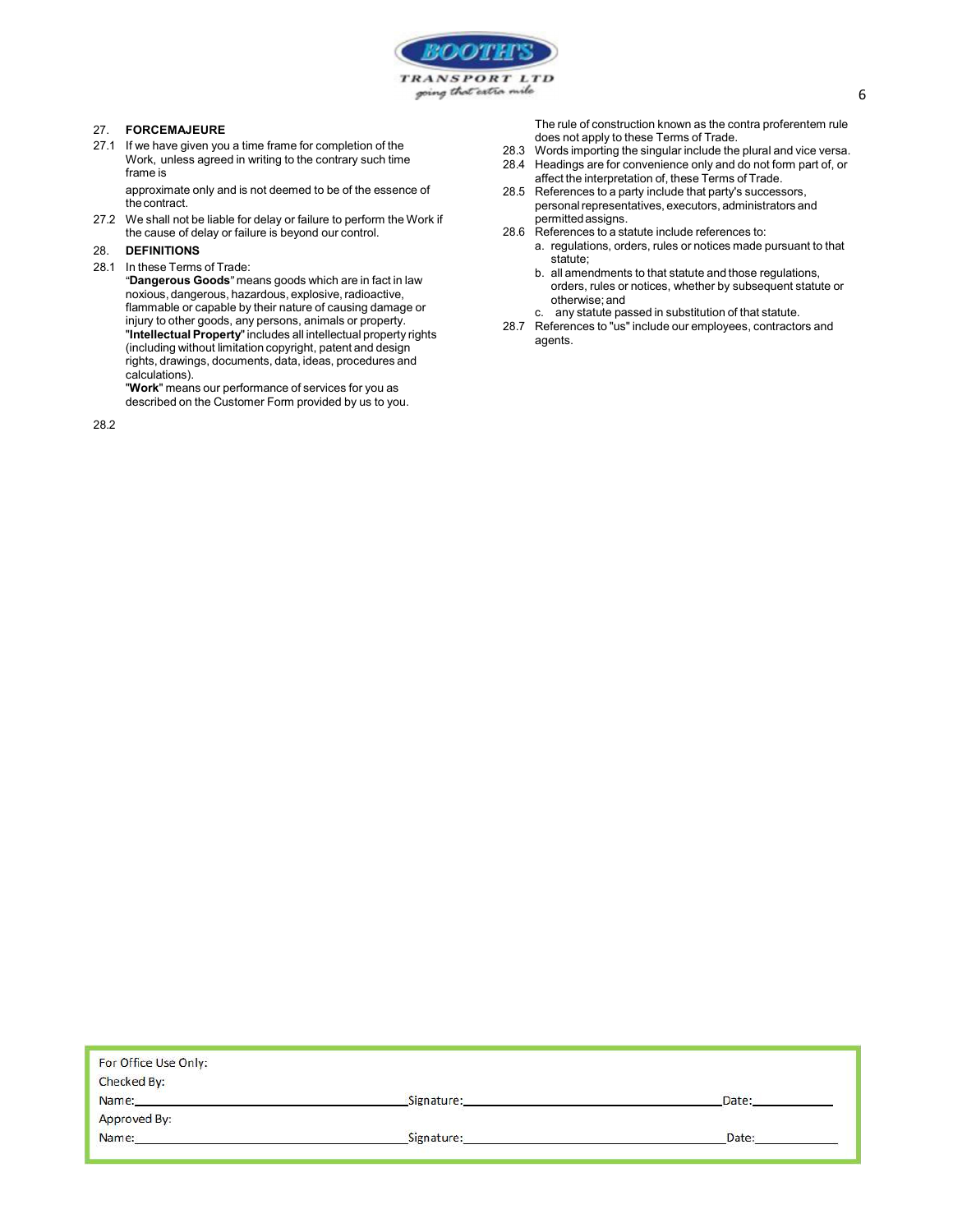27. **FORCEMAJEURE**

27.1 If we have given you a time frame for completion of the Work, unless agreed in writing to the contrary such time frame is approximate only and is not deemed to be of the essence of the contract.

27.2 We shall not be liable for delay or failure to perform the Work if the cause of delay or failure is beyond our control.

28. **DEFINITIONS**

28.1 In these Terms of Trade:

"**Dangerous Goods**" means goods which are in fact in law noxious, dangerous, hazardous, explosive, radioactive, flammable or capable by their nature of causing damage or injury to other goods, any persons, animals or property.

"**Intellectual Property**" includes all intellectual property rights (including without limitation copyright, patent and design rights, drawings, documents, data, ideas, procedures and calculations).

"**Work**" means our performance of services for you as described on the Customer Form provided by us to you.

28.2 The rule of construction known as the contra proferentem rule does not apply to these Terms of Trade.

28.3 Words importing the singular include the plural and vice versa.

28.4 Headings are for convenience only and do not form part of, or affect the interpretation of, these Terms of Trade.

28.5 References to a party include that party's successors, personal representatives, executors, administrators and permitted assigns.

28.6 References to a statute include references to:

a. regulations, orders, rules or notices made pursuant to that statute;
b. all amendments to that statute and those regulations, orders, rules or notices, whether by subsequent statute or otherwise; and
c. any statute passed in substitution of that statute.

28.7 References to "us" include our employees, contractors and agents.

For Office Use Only:

Checked By:

Name:\_\_\_\_\_\_\_\_\_\_\_\_\_\_\_\_\_\_\_\_ Signature:\_\_\_\_\_\_\_\_\_\_\_\_\_\_\_\_\_\_\_\_ Date:\_\_\_\_\_\_\_\_\_\_

Approved By:

Name:\_\_\_\_\_\_\_\_\_\_\_\_\_\_\_\_\_\_\_\_ Signature:\_\_\_\_\_\_\_\_\_\_\_\_\_\_\_\_\_\_\_\_ Date:\_\_\_\_\_\_\_\_\_\_